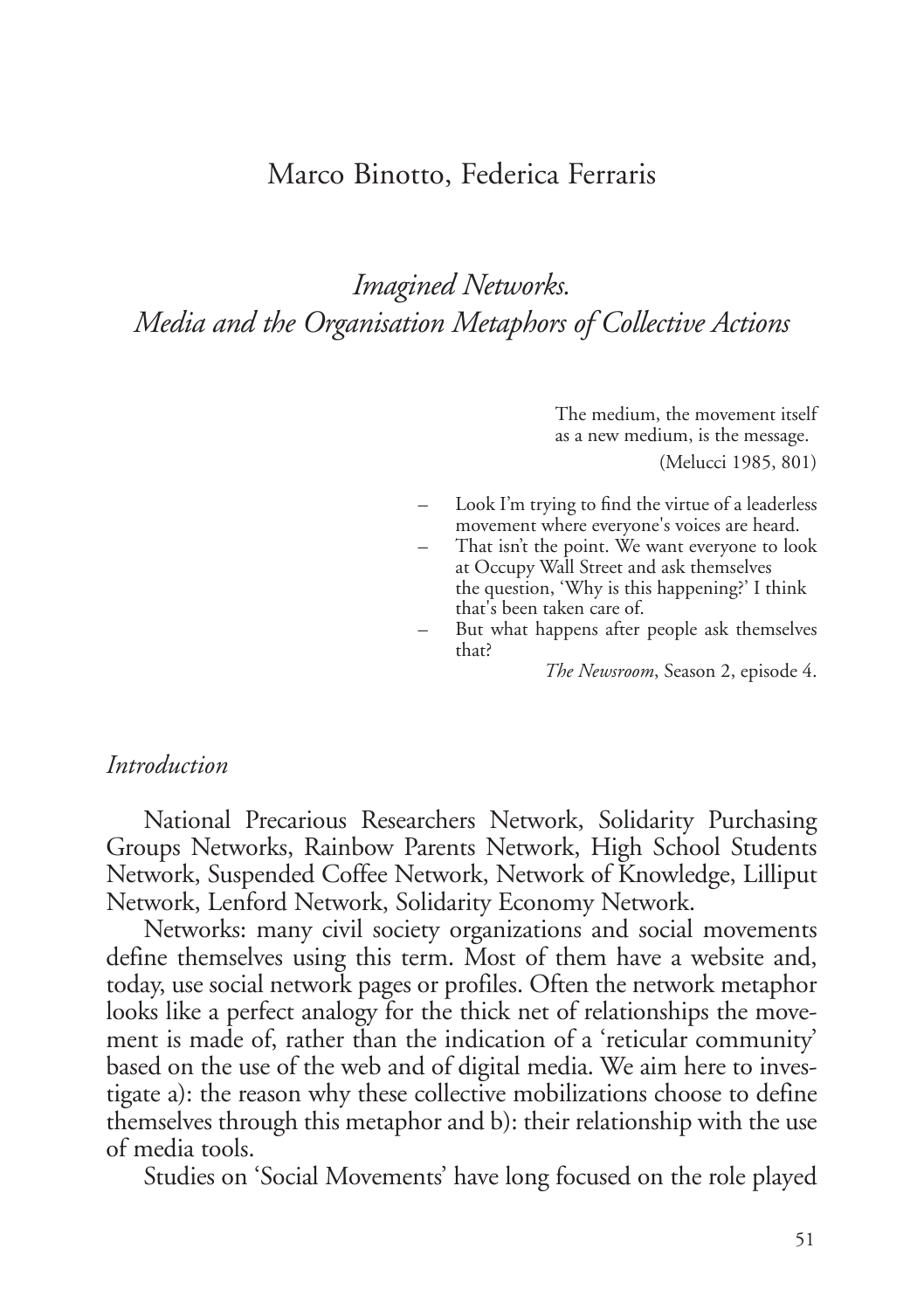Marco Binotto, Federica Ferraris

# *Imagined Networks. Media and the Organisation Metaphors of Collective Actions*

> The medium, the movement itself as a new medium, is the message.
> (Melucci 1985, 801)

> – Look I'm trying to find the virtue of a leaderless movement where everyone's voices are heard.
> – That isn't the point. We want everyone to look at Occupy Wall Street and ask themselves the question, 'Why is this happening?' I think that's been taken care of.
> – But what happens after people ask themselves that?
>
> *The Newsroom*, Season 2, episode 4.

## *Introduction*

National Precarious Researchers Network, Solidarity Purchasing Groups Networks, Rainbow Parents Network, High School Students Network, Suspended Coffee Network, Network of Knowledge, Lilliput Network, Lenford Network, Solidarity Economy Network.

Networks: many civil society organizations and social movements define themselves using this term. Most of them have a website and, today, use social network pages or profiles. Often the network metaphor looks like a perfect analogy for the thick net of relationships the movement is made of, rather than the indication of a 'reticular community' based on the use of the web and of digital media. We aim here to investigate a): the reason why these collective mobilizations choose to define themselves through this metaphor and b): their relationship with the use of media tools.

Studies on 'Social Movements' have long focused on the role played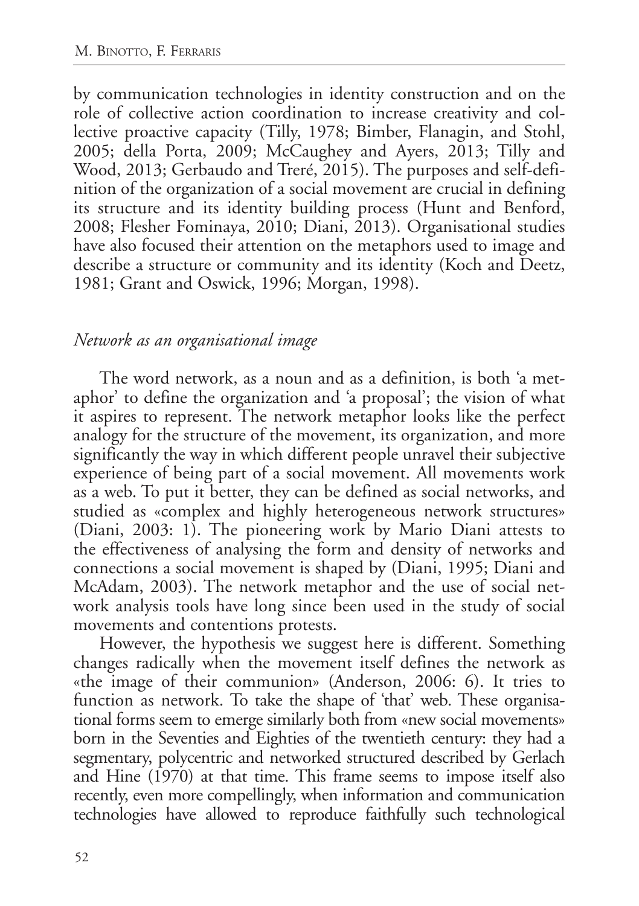by communication technologies in identity construction and on the role of collective action coordination to increase creativity and collective proactive capacity (Tilly, 1978; Bimber, Flanagin, and Stohl, 2005; della Porta, 2009; McCaughey and Ayers, 2013; Tilly and Wood, 2013; Gerbaudo and Treré, 2015). The purposes and self-definition of the organization of a social movement are crucial in defining its structure and its identity building process (Hunt and Benford, 2008; Flesher Fominaya, 2010; Diani, 2013). Organisational studies have also focused their attention on the metaphors used to image and describe a structure or community and its identity (Koch and Deetz, 1981; Grant and Oswick, 1996; Morgan, 1998).

### *Network as an organisational image*

The word network, as a noun and as a definition, is both 'a metaphor' to define the organization and 'a proposal'; the vision of what it aspires to represent. The network metaphor looks like the perfect analogy for the structure of the movement, its organization, and more significantly the way in which different people unravel their subjective experience of being part of a social movement. All movements work as a web. To put it better, they can be defined as social networks, and studied as «complex and highly heterogeneous network structures» (Diani, 2003: 1). The pioneering work by Mario Diani attests to the effectiveness of analysing the form and density of networks and connections a social movement is shaped by (Diani, 1995; Diani and McAdam, 2003). The network metaphor and the use of social network analysis tools have long since been used in the study of social movements and contentions protests.

However, the hypothesis we suggest here is different. Something changes radically when the movement itself defines the network as «the image of their communion» (Anderson, 2006: 6). It tries to function as network. To take the shape of 'that' web. These organisational forms seem to emerge similarly both from «new social movements» born in the Seventies and Eighties of the twentieth century: they had a segmentary, polycentric and networked structured described by Gerlach and Hine (1970) at that time. This frame seems to impose itself also recently, even more compellingly, when information and communication technologies have allowed to reproduce faithfully such technological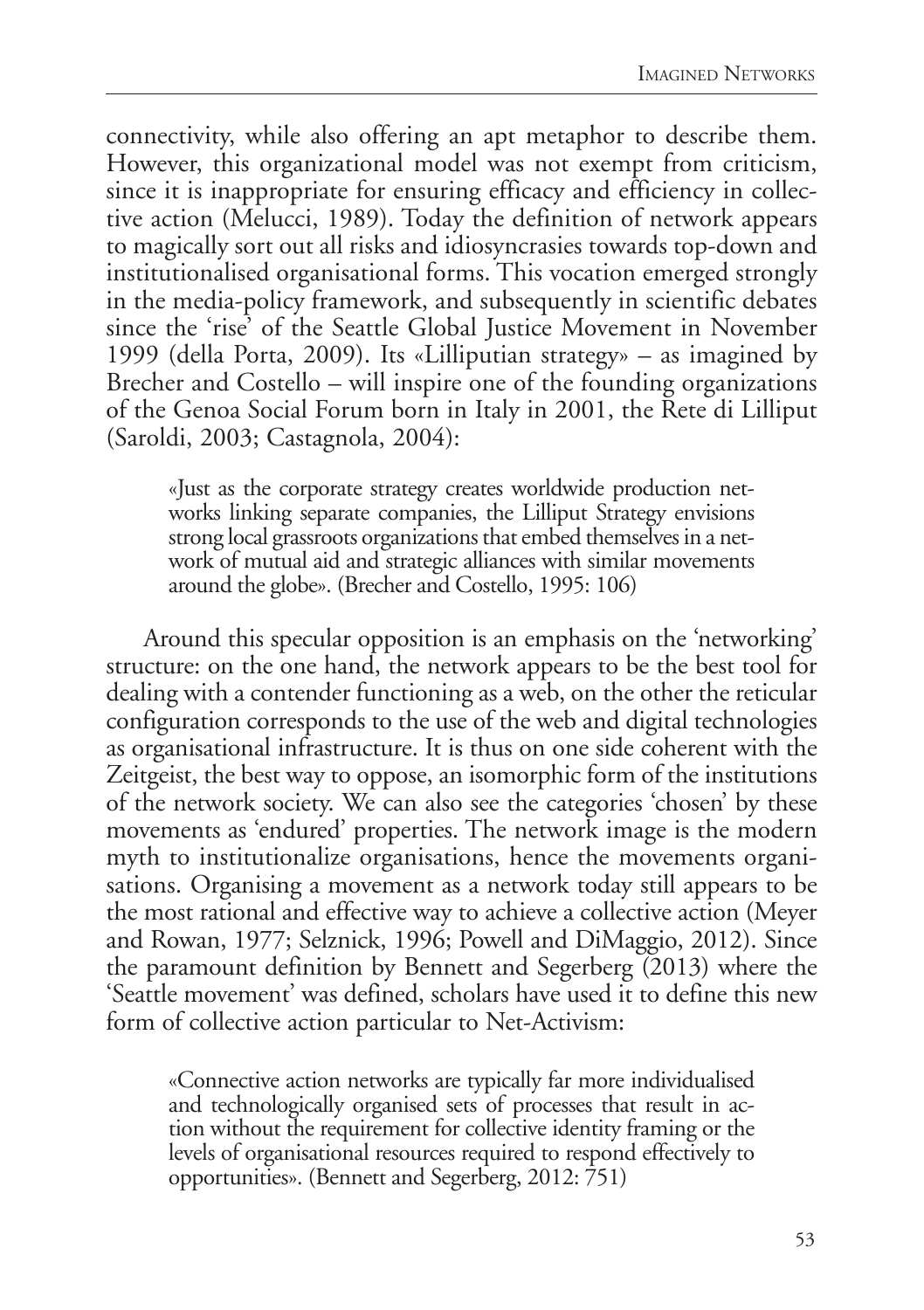connectivity, while also offering an apt metaphor to describe them. However, this organizational model was not exempt from criticism, since it is inappropriate for ensuring efficacy and efficiency in collective action (Melucci, 1989). Today the definition of network appears to magically sort out all risks and idiosyncrasies towards top-down and institutionalised organisational forms. This vocation emerged strongly in the media-policy framework, and subsequently in scientific debates since the 'rise' of the Seattle Global Justice Movement in November 1999 (della Porta, 2009). Its «Lilliputian strategy» – as imagined by Brecher and Costello – will inspire one of the founding organizations of the Genoa Social Forum born in Italy in 2001, the Rete di Lilliput (Saroldi, 2003; Castagnola, 2004):

> «Just as the corporate strategy creates worldwide production networks linking separate companies, the Lilliput Strategy envisions strong local grassroots organizations that embed themselves in a network of mutual aid and strategic alliances with similar movements around the globe». (Brecher and Costello, 1995: 106)

Around this specular opposition is an emphasis on the 'networking' structure: on the one hand, the network appears to be the best tool for dealing with a contender functioning as a web, on the other the reticular configuration corresponds to the use of the web and digital technologies as organisational infrastructure. It is thus on one side coherent with the Zeitgeist, the best way to oppose, an isomorphic form of the institutions of the network society. We can also see the categories 'chosen' by these movements as 'endured' properties. The network image is the modern myth to institutionalize organisations, hence the movements organisations. Organising a movement as a network today still appears to be the most rational and effective way to achieve a collective action (Meyer and Rowan, 1977; Selznick, 1996; Powell and DiMaggio, 2012). Since the paramount definition by Bennett and Segerberg (2013) where the 'Seattle movement' was defined, scholars have used it to define this new form of collective action particular to Net-Activism:

> «Connective action networks are typically far more individualised and technologically organised sets of processes that result in action without the requirement for collective identity framing or the levels of organisational resources required to respond effectively to opportunities». (Bennett and Segerberg, 2012: 751)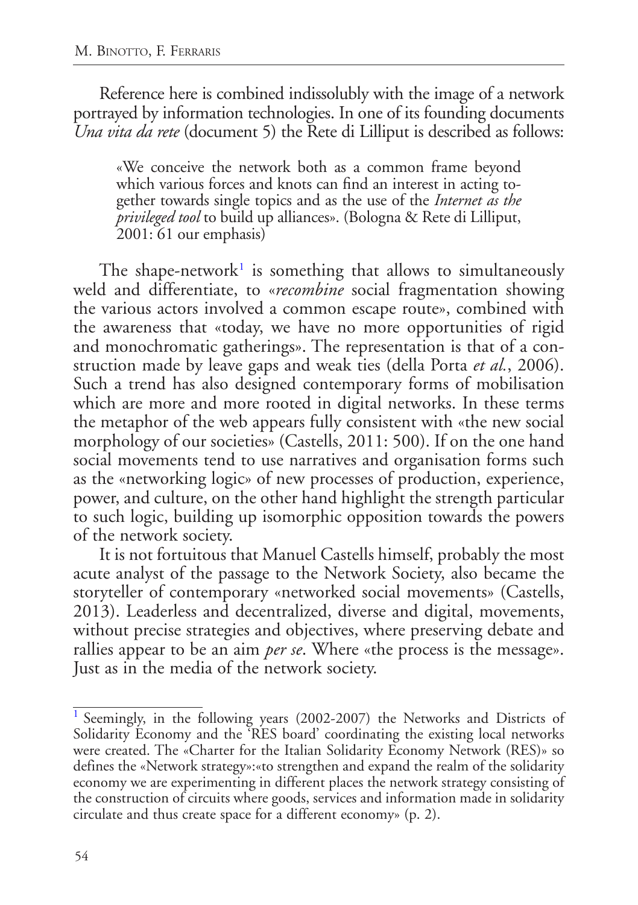Reference here is combined indissolubly with the image of a network portrayed by information technologies. In one of its founding documents *Una vita da rete* (document 5) the Rete di Lilliput is described as follows:

> «We conceive the network both as a common frame beyond which various forces and knots can find an interest in acting together towards single topics and as the use of the *Internet as the privileged tool* to build up alliances». (Bologna & Rete di Lilliput, 2001: 61 our emphasis)

The shape-network[1] is something that allows to simultaneously weld and differentiate, to «*recombine* social fragmentation showing the various actors involved a common escape route», combined with the awareness that «today, we have no more opportunities of rigid and monochromatic gatherings». The representation is that of a construction made by leave gaps and weak ties (della Porta *et al.*, 2006). Such a trend has also designed contemporary forms of mobilisation which are more and more rooted in digital networks. In these terms the metaphor of the web appears fully consistent with «the new social morphology of our societies» (Castells, 2011: 500). If on the one hand social movements tend to use narratives and organisation forms such as the «networking logic» of new processes of production, experience, power, and culture, on the other hand highlight the strength particular to such logic, building up isomorphic opposition towards the powers of the network society.

It is not fortuitous that Manuel Castells himself, probably the most acute analyst of the passage to the Network Society, also became the storyteller of contemporary «networked social movements» (Castells, 2013). Leaderless and decentralized, diverse and digital, movements, without precise strategies and objectives, where preserving debate and rallies appear to be an aim *per se*. Where «the process is the message». Just as in the media of the network society.

[1] Seemingly, in the following years (2002-2007) the Networks and Districts of Solidarity Economy and the 'RES board' coordinating the existing local networks were created. The «Charter for the Italian Solidarity Economy Network (RES)» so defines the «Network strategy»:«to strengthen and expand the realm of the solidarity economy we are experimenting in different places the network strategy consisting of the construction of circuits where goods, services and information made in solidarity circulate and thus create space for a different economy» (p. 2).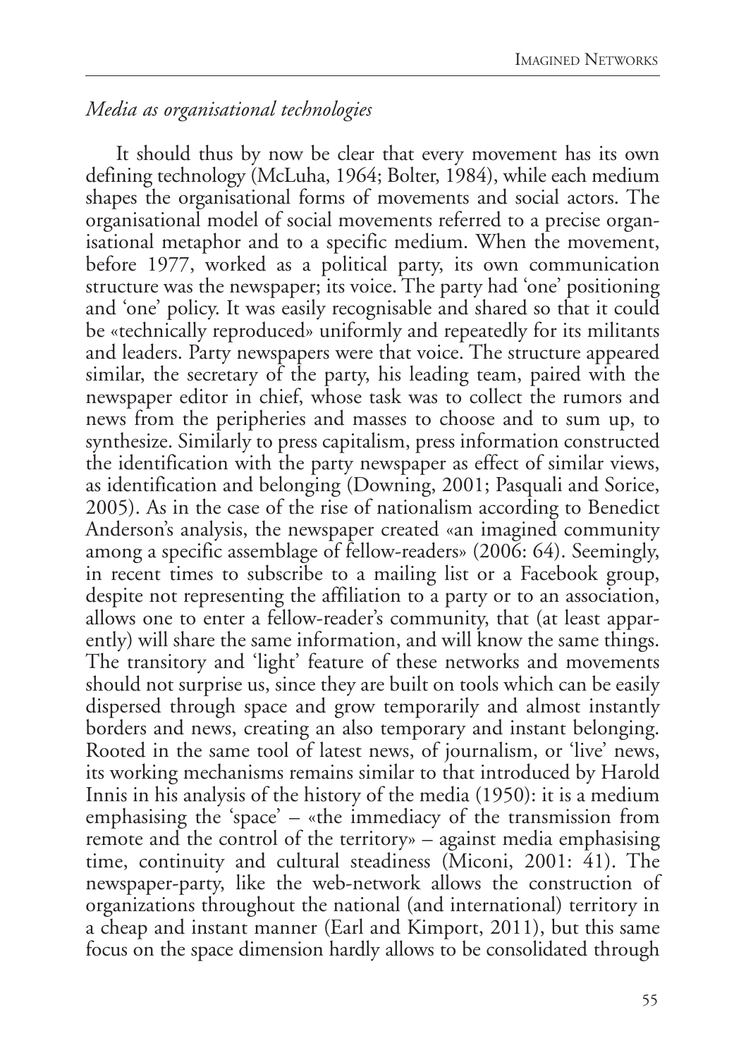*Media as organisational technologies*

It should thus by now be clear that every movement has its own defining technology (McLuha, 1964; Bolter, 1984), while each medium shapes the organisational forms of movements and social actors. The organisational model of social movements referred to a precise organisational metaphor and to a specific medium. When the movement, before 1977, worked as a political party, its own communication structure was the newspaper; its voice. The party had 'one' positioning and 'one' policy. It was easily recognisable and shared so that it could be «technically reproduced» uniformly and repeatedly for its militants and leaders. Party newspapers were that voice. The structure appeared similar, the secretary of the party, his leading team, paired with the newspaper editor in chief, whose task was to collect the rumors and news from the peripheries and masses to choose and to sum up, to synthesize. Similarly to press capitalism, press information constructed the identification with the party newspaper as effect of similar views, as identification and belonging (Downing, 2001; Pasquali and Sorice, 2005). As in the case of the rise of nationalism according to Benedict Anderson's analysis, the newspaper created «an imagined community among a specific assemblage of fellow-readers» (2006: 64). Seemingly, in recent times to subscribe to a mailing list or a Facebook group, despite not representing the affiliation to a party or to an association, allows one to enter a fellow-reader's community, that (at least apparently) will share the same information, and will know the same things. The transitory and 'light' feature of these networks and movements should not surprise us, since they are built on tools which can be easily dispersed through space and grow temporarily and almost instantly borders and news, creating an also temporary and instant belonging. Rooted in the same tool of latest news, of journalism, or 'live' news, its working mechanisms remains similar to that introduced by Harold Innis in his analysis of the history of the media (1950): it is a medium emphasising the 'space' – «the immediacy of the transmission from remote and the control of the territory» – against media emphasising time, continuity and cultural steadiness (Miconi, 2001: 41). The newspaper-party, like the web-network allows the construction of organizations throughout the national (and international) territory in a cheap and instant manner (Earl and Kimport, 2011), but this same focus on the space dimension hardly allows to be consolidated through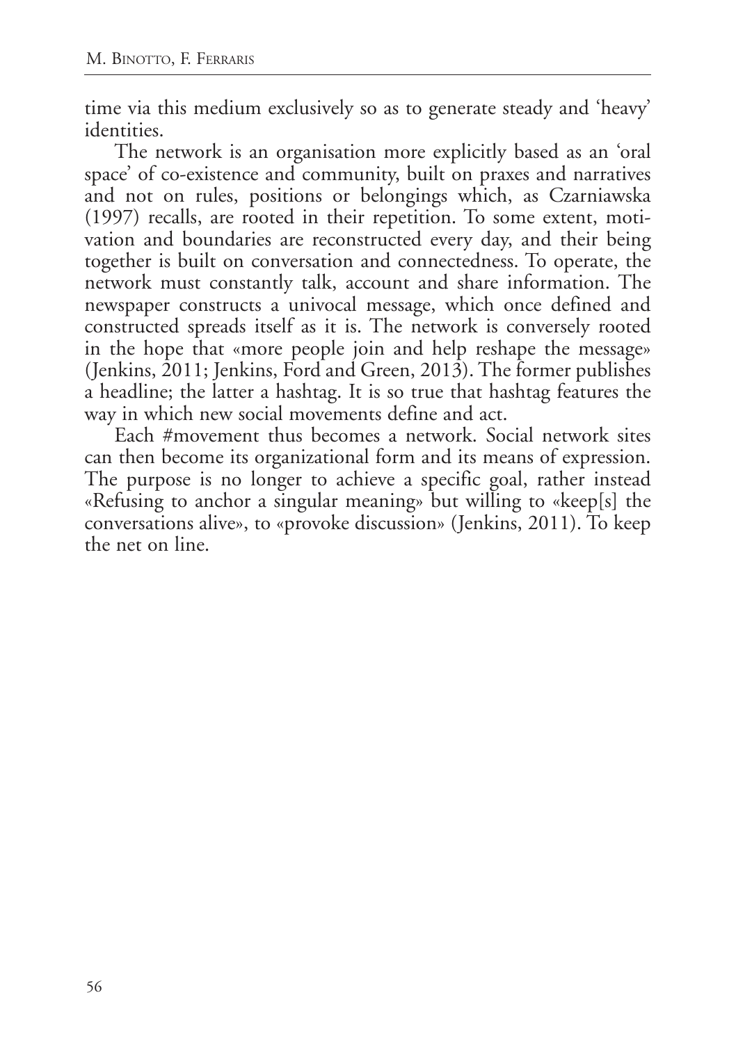time via this medium exclusively so as to generate steady and 'heavy' identities.

The network is an organisation more explicitly based as an 'oral space' of co-existence and community, built on praxes and narratives and not on rules, positions or belongings which, as Czarniawska (1997) recalls, are rooted in their repetition. To some extent, motivation and boundaries are reconstructed every day, and their being together is built on conversation and connectedness. To operate, the network must constantly talk, account and share information. The newspaper constructs a univocal message, which once defined and constructed spreads itself as it is. The network is conversely rooted in the hope that «more people join and help reshape the message» (Jenkins, 2011; Jenkins, Ford and Green, 2013). The former publishes a headline; the latter a hashtag. It is so true that hashtag features the way in which new social movements define and act.

Each #movement thus becomes a network. Social network sites can then become its organizational form and its means of expression. The purpose is no longer to achieve a specific goal, rather instead «Refusing to anchor a singular meaning» but willing to «keep[s] the conversations alive», to «provoke discussion» (Jenkins, 2011). To keep the net on line.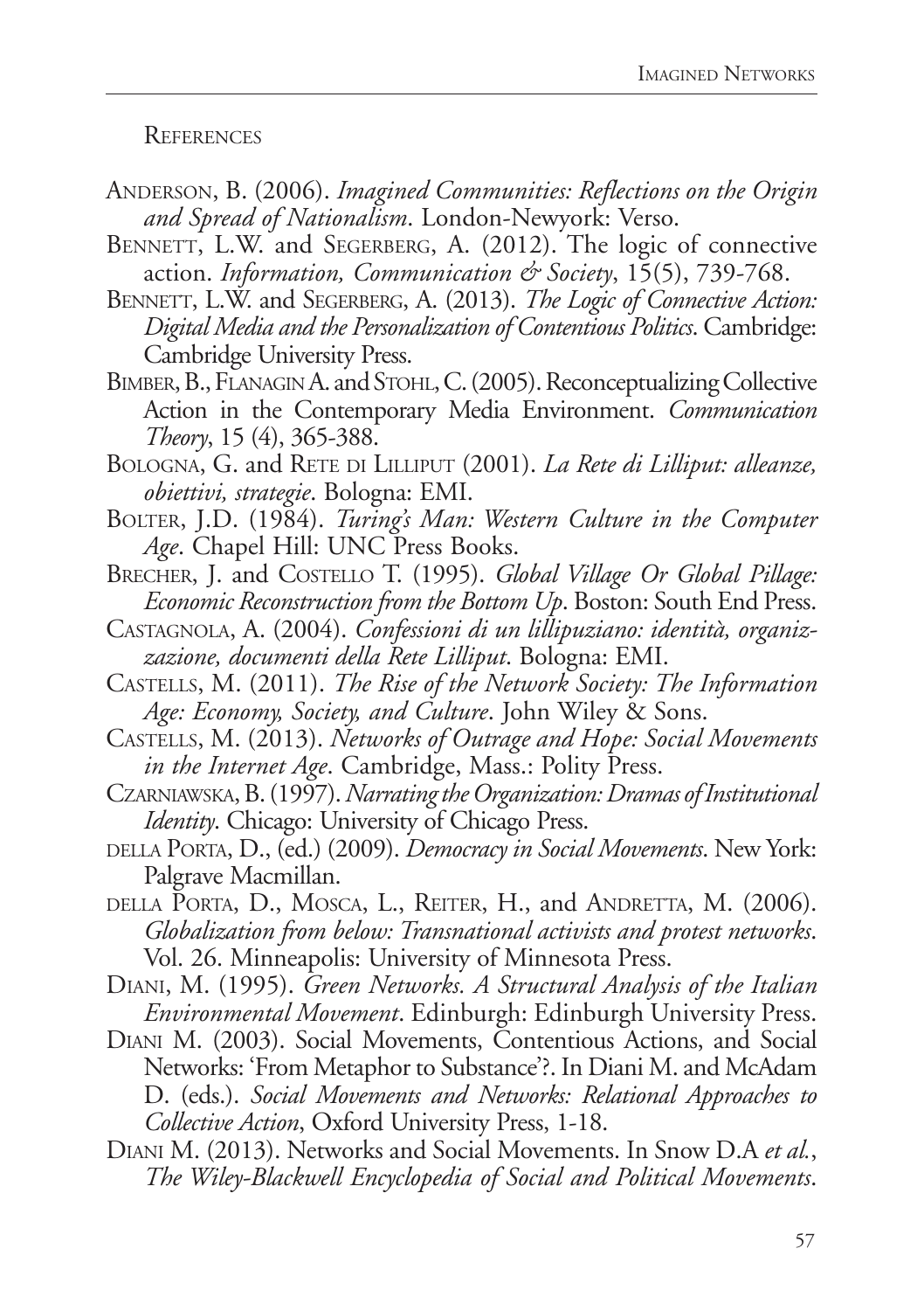## References

Anderson, B. (2006). *Imagined Communities: Reflections on the Origin and Spread of Nationalism*. London-Newyork: Verso.

Bennett, L.W. and Segerberg, A. (2012). The logic of connective action. *Information, Communication & Society*, 15(5), 739-768.

Bennett, L.W. and Segerberg, A. (2013). *The Logic of Connective Action: Digital Media and the Personalization of Contentious Politics*. Cambridge: Cambridge University Press.

Bimber, B., Flanagin A. and Stohl, C. (2005). Reconceptualizing Collective Action in the Contemporary Media Environment. *Communication Theory*, 15 (4), 365-388.

Bologna, G. and Rete di Lilliput (2001). *La Rete di Lilliput: alleanze, obiettivi, strategie*. Bologna: EMI.

Bolter, J.D. (1984). *Turing's Man: Western Culture in the Computer Age*. Chapel Hill: UNC Press Books.

Brecher, J. and Costello T. (1995). *Global Village Or Global Pillage: Economic Reconstruction from the Bottom Up*. Boston: South End Press.

Castagnola, A. (2004). *Confessioni di un lillipuziano: identità, organizzazione, documenti della Rete Lilliput*. Bologna: EMI.

Castells, M. (2011). *The Rise of the Network Society: The Information Age: Economy, Society, and Culture*. John Wiley & Sons.

Castells, M. (2013). *Networks of Outrage and Hope: Social Movements in the Internet Age*. Cambridge, Mass.: Polity Press.

Czarniawska, B. (1997). *Narrating the Organization: Dramas of Institutional Identity*. Chicago: University of Chicago Press.

della Porta, D., (ed.) (2009). *Democracy in Social Movements*. New York: Palgrave Macmillan.

della Porta, D., Mosca, L., Reiter, H., and Andretta, M. (2006). *Globalization from below: Transnational activists and protest networks*. Vol. 26. Minneapolis: University of Minnesota Press.

Diani, M. (1995). *Green Networks. A Structural Analysis of the Italian Environmental Movement*. Edinburgh: Edinburgh University Press.

Diani M. (2003). Social Movements, Contentious Actions, and Social Networks: 'From Metaphor to Substance'?. In Diani M. and McAdam D. (eds.). *Social Movements and Networks: Relational Approaches to Collective Action*, Oxford University Press, 1-18.

Diani M. (2013). Networks and Social Movements. In Snow D.A *et al.*, *The Wiley-Blackwell Encyclopedia of Social and Political Movements*.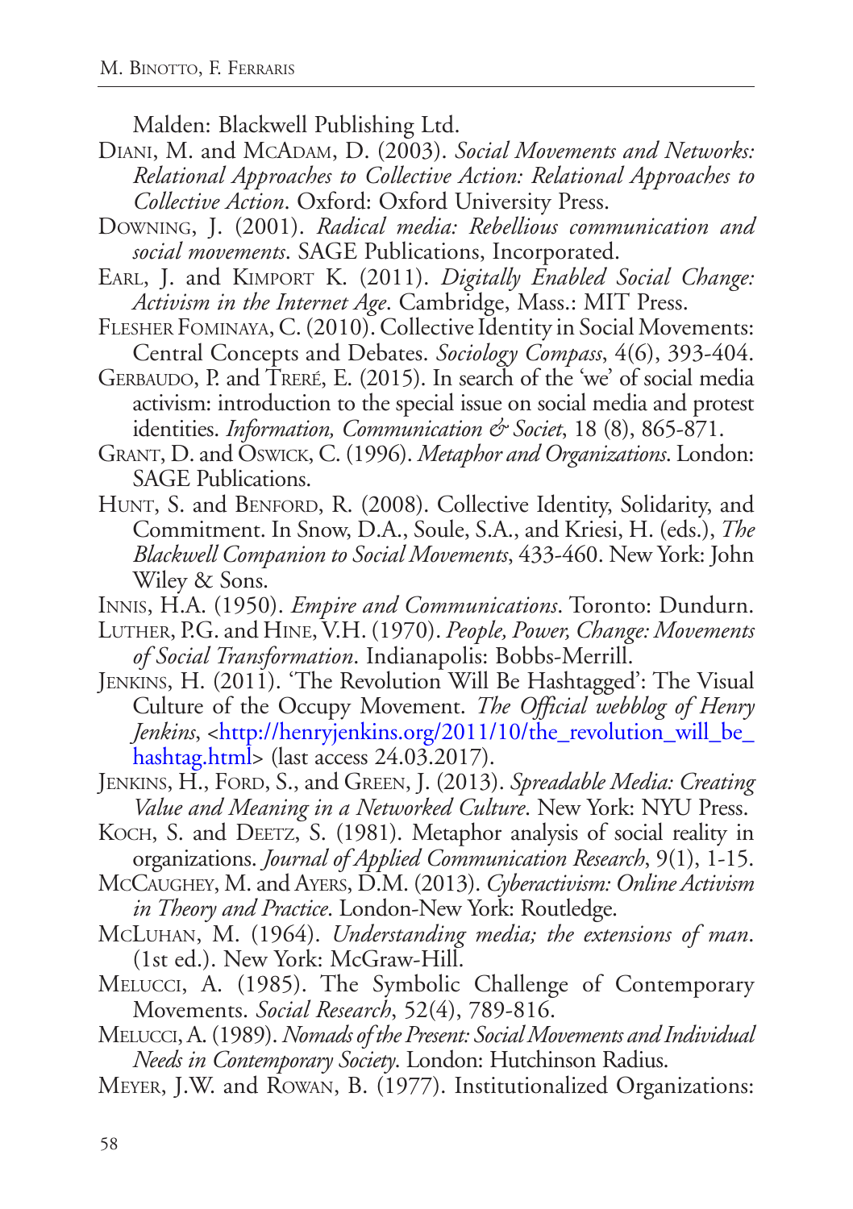Malden: Blackwell Publishing Ltd.

Diani, M. and McAdam, D. (2003). *Social Movements and Networks: Relational Approaches to Collective Action: Relational Approaches to Collective Action*. Oxford: Oxford University Press.

Downing, J. (2001). *Radical media: Rebellious communication and social movements*. SAGE Publications, Incorporated.

Earl, J. and Kimport K. (2011). *Digitally Enabled Social Change: Activism in the Internet Age*. Cambridge, Mass.: MIT Press.

Flesher Fominaya, C. (2010). Collective Identity in Social Movements: Central Concepts and Debates. *Sociology Compass*, 4(6), 393-404.

Gerbaudo, P. and Treré, E. (2015). In search of the 'we' of social media activism: introduction to the special issue on social media and protest identities. *Information, Communication & Societ*, 18 (8), 865-871.

Grant, D. and Oswick, C. (1996). *Metaphor and Organizations*. London: SAGE Publications.

Hunt, S. and Benford, R. (2008). Collective Identity, Solidarity, and Commitment. In Snow, D.A., Soule, S.A., and Kriesi, H. (eds.), *The Blackwell Companion to Social Movements*, 433-460. New York: John Wiley & Sons.

Innis, H.A. (1950). *Empire and Communications*. Toronto: Dundurn.

Luther, P.G. and Hine, V.H. (1970). *People, Power, Change: Movements of Social Transformation*. Indianapolis: Bobbs-Merrill.

Jenkins, H. (2011). 'The Revolution Will Be Hashtagged': The Visual Culture of the Occupy Movement. *The Official webblog of Henry Jenkins*, <http://henryjenkins.org/2011/10/the_revolution_will_be_hashtag.html> (last access 24.03.2017).

Jenkins, H., Ford, S., and Green, J. (2013). *Spreadable Media: Creating Value and Meaning in a Networked Culture*. New York: NYU Press.

Koch, S. and Deetz, S. (1981). Metaphor analysis of social reality in organizations. *Journal of Applied Communication Research*, 9(1), 1-15.

McCaughey, M. and Ayers, D.M. (2013). *Cyberactivism: Online Activism in Theory and Practice*. London-New York: Routledge.

McLuhan, M. (1964). *Understanding media; the extensions of man*. (1st ed.). New York: McGraw-Hill.

Melucci, A. (1985). The Symbolic Challenge of Contemporary Movements. *Social Research*, 52(4), 789-816.

Melucci, A. (1989). *Nomads of the Present: Social Movements and Individual Needs in Contemporary Society*. London: Hutchinson Radius.

Meyer, J.W. and Rowan, B. (1977). Institutionalized Organizations: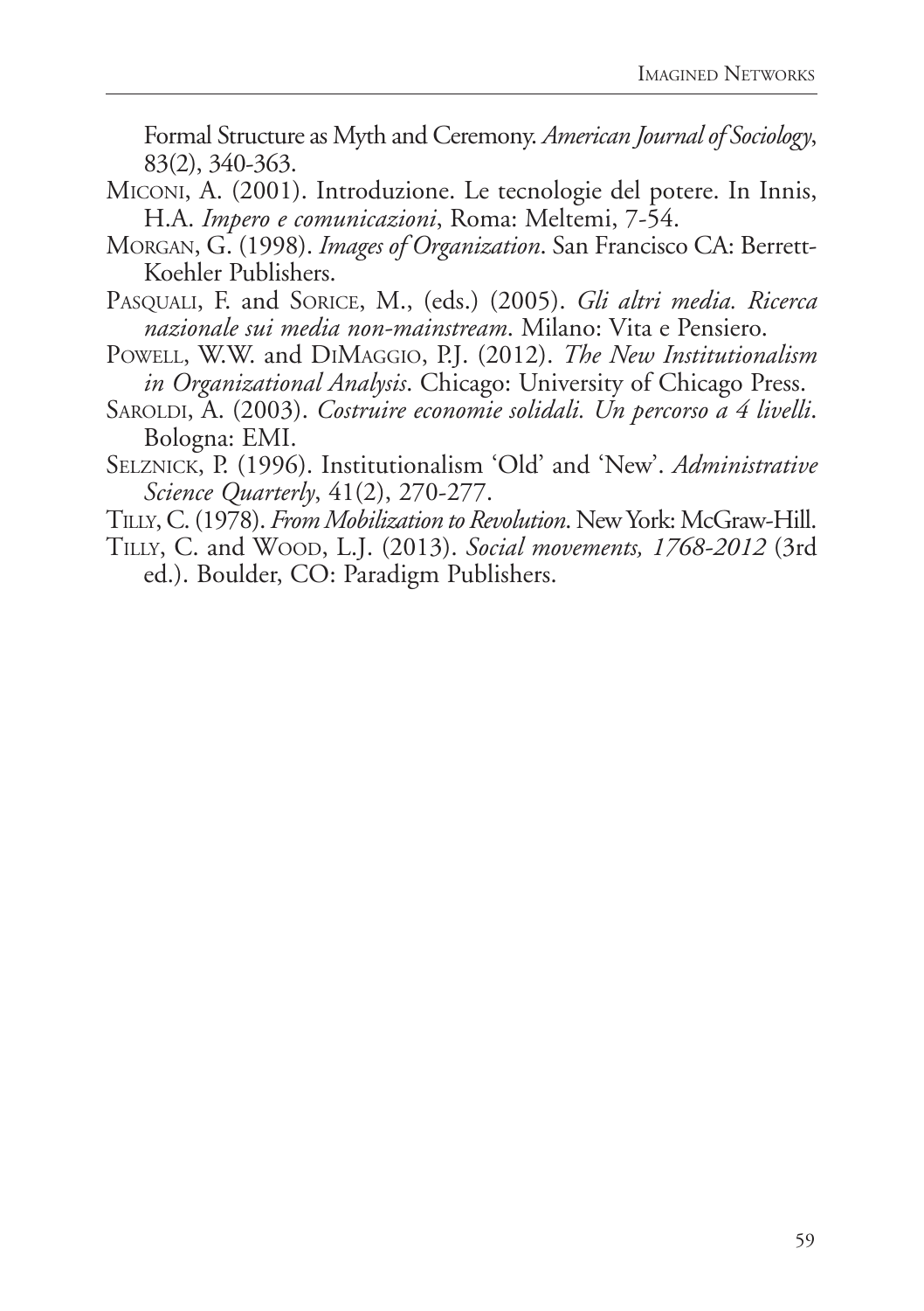Formal Structure as Myth and Ceremony. *American Journal of Sociology*, 83(2), 340-363.

Miconi, A. (2001). Introduzione. Le tecnologie del potere. In Innis, H.A. *Impero e comunicazioni*, Roma: Meltemi, 7-54.

Morgan, G. (1998). *Images of Organization*. San Francisco CA: Berrett-Koehler Publishers.

Pasquali, F. and Sorice, M., (eds.) (2005). *Gli altri media. Ricerca nazionale sui media non-mainstream*. Milano: Vita e Pensiero.

Powell, W.W. and DiMaggio, P.J. (2012). *The New Institutionalism in Organizational Analysis*. Chicago: University of Chicago Press.

Saroldi, A. (2003). *Costruire economie solidali. Un percorso a 4 livelli*. Bologna: EMI.

Selznick, P. (1996). Institutionalism 'Old' and 'New'. *Administrative Science Quarterly*, 41(2), 270-277.

Tilly, C. (1978). *From Mobilization to Revolution*. New York: McGraw-Hill.

Tilly, C. and Wood, L.J. (2013). *Social movements, 1768-2012* (3rd ed.). Boulder, CO: Paradigm Publishers.